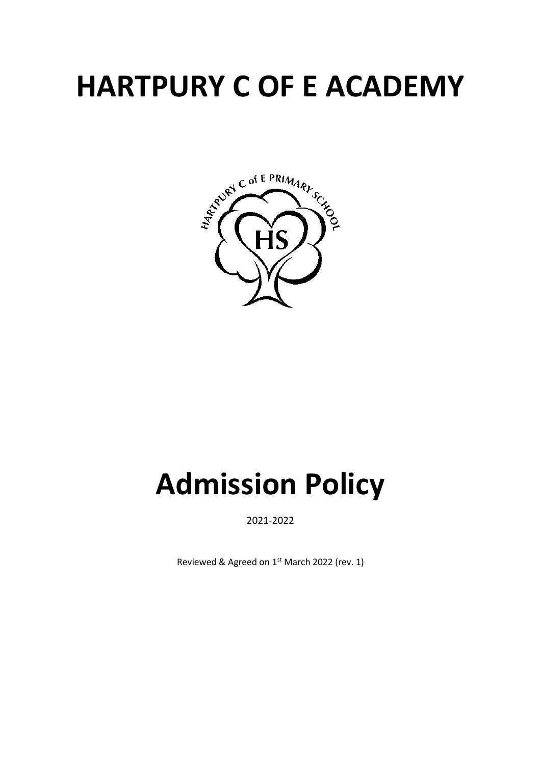# HARTPURY C OF E ACADEMY

# Admission Policy

2021-2022

Reviewed & Agreed on 1st March 2022 (rev. 1)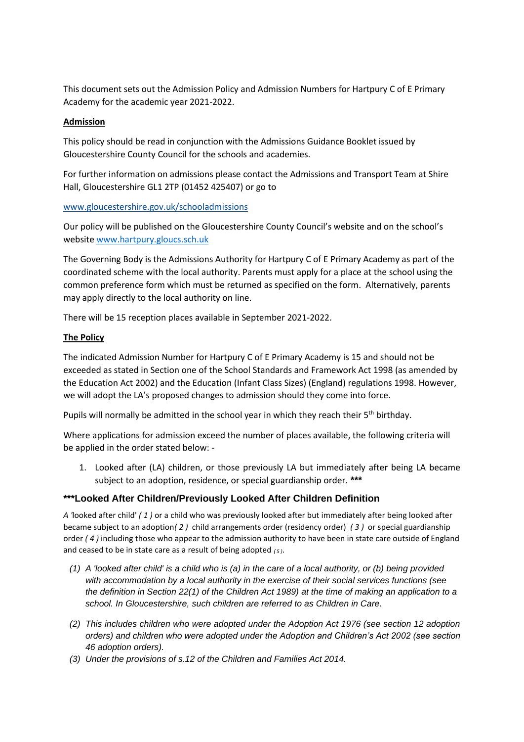This document sets out the Admission Policy and Admission Numbers for Hartpury C of E Primary Academy for the academic year 2021-2022.

**Admission**

This policy should be read in conjunction with the Admissions Guidance Booklet issued by Gloucestershire County Council for the schools and academies.

For further information on admissions please contact the Admissions and Transport Team at Shire Hall, Gloucestershire GL1 2TP (01452 425407) or go to

www.gloucestershire.gov.uk/schooladmissions

Our policy will be published on the Gloucestershire County Council's website and on the school's website www.hartpury.gloucs.sch.uk

The Governing Body is the Admissions Authority for Hartpury C of E Primary Academy as part of the coordinated scheme with the local authority. Parents must apply for a place at the school using the common preference form which must be returned as specified on the form. Alternatively, parents may apply directly to the local authority on line.

There will be 15 reception places available in September 2021-2022.

**The Policy**

The indicated Admission Number for Hartpury C of E Primary Academy is 15 and should not be exceeded as stated in Section one of the School Standards and Framework Act 1998 (as amended by the Education Act 2002) and the Education (Infant Class Sizes) (England) regulations 1998. However, we will adopt the LA's proposed changes to admission should they come into force.

Pupils will normally be admitted in the school year in which they reach their 5th birthday.

Where applications for admission exceed the number of places available, the following criteria will be applied in the order stated below: -

1. Looked after (LA) children, or those previously LA but immediately after being LA became subject to an adoption, residence, or special guardianship order. **\*\*\***

### \*\*\*Looked After Children/Previously Looked After Children Definition

*A '*looked after child' *( 1 )* or a child who was previously looked after but immediately after being looked after became subject to an adoption*( 2 )* child arrangements order (residency order) *( 3 )* or special guardianship order *( 4 )* including those who appear to the admission authority to have been in state care outside of England and ceased to be in state care as a result of being adopted *( 5 )*.

*(1) A 'looked after child' is a child who is (a) in the care of a local authority, or (b) being provided with accommodation by a local authority in the exercise of their social services functions (see the definition in Section 22(1) of the Children Act 1989) at the time of making an application to a school. In Gloucestershire, such children are referred to as Children in Care.*

*(2) This includes children who were adopted under the Adoption Act 1976 (see section 12 adoption orders) and children who were adopted under the Adoption and Children's Act 2002 (see section 46 adoption orders).*

*(3) Under the provisions of s.12 of the Children and Families Act 2014.*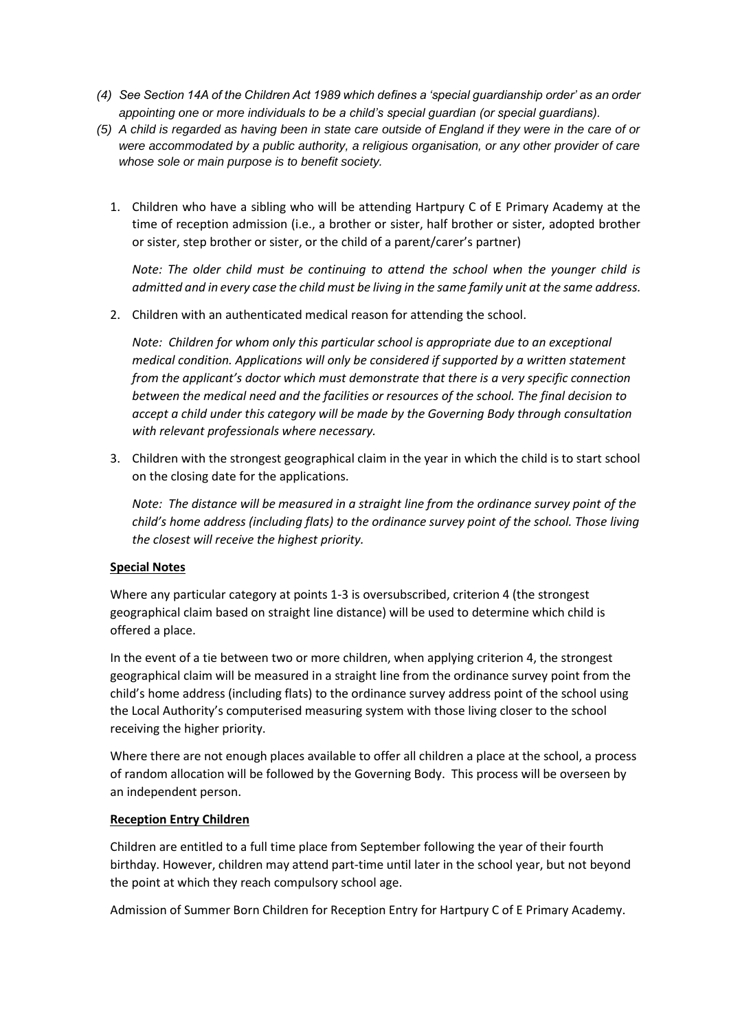*(4) See Section 14A of the Children Act 1989 which defines a 'special guardianship order' as an order appointing one or more individuals to be a child's special guardian (or special guardians).*

*(5) A child is regarded as having been in state care outside of England if they were in the care of or were accommodated by a public authority, a religious organisation, or any other provider of care whose sole or main purpose is to benefit society.*

1. Children who have a sibling who will be attending Hartpury C of E Primary Academy at the time of reception admission (i.e., a brother or sister, half brother or sister, adopted brother or sister, step brother or sister, or the child of a parent/carer's partner)

   *Note: The older child must be continuing to attend the school when the younger child is admitted and in every case the child must be living in the same family unit at the same address.*

2. Children with an authenticated medical reason for attending the school.

   *Note: Children for whom only this particular school is appropriate due to an exceptional medical condition. Applications will only be considered if supported by a written statement from the applicant's doctor which must demonstrate that there is a very specific connection between the medical need and the facilities or resources of the school. The final decision to accept a child under this category will be made by the Governing Body through consultation with relevant professionals where necessary.*

3. Children with the strongest geographical claim in the year in which the child is to start school on the closing date for the applications.

   *Note: The distance will be measured in a straight line from the ordinance survey point of the child's home address (including flats) to the ordinance survey point of the school. Those living the closest will receive the highest priority.*

**Special Notes**

Where any particular category at points 1-3 is oversubscribed, criterion 4 (the strongest geographical claim based on straight line distance) will be used to determine which child is offered a place.

In the event of a tie between two or more children, when applying criterion 4, the strongest geographical claim will be measured in a straight line from the ordinance survey point from the child's home address (including flats) to the ordinance survey address point of the school using the Local Authority's computerised measuring system with those living closer to the school receiving the higher priority.

Where there are not enough places available to offer all children a place at the school, a process of random allocation will be followed by the Governing Body. This process will be overseen by an independent person.

**Reception Entry Children**

Children are entitled to a full time place from September following the year of their fourth birthday. However, children may attend part-time until later in the school year, but not beyond the point at which they reach compulsory school age.

Admission of Summer Born Children for Reception Entry for Hartpury C of E Primary Academy.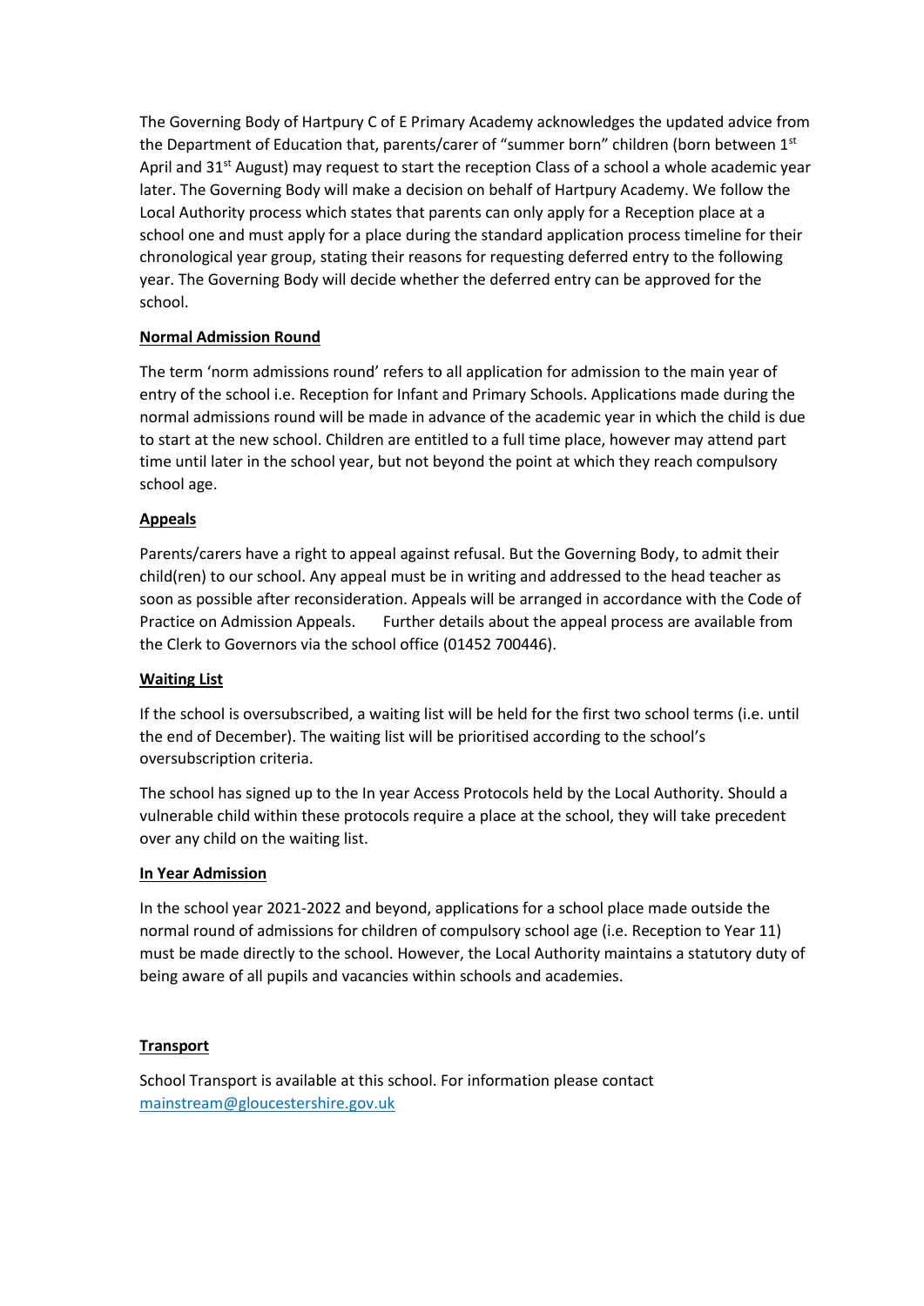The Governing Body of Hartpury C of E Primary Academy acknowledges the updated advice from the Department of Education that, parents/carer of "summer born" children (born between 1st April and 31st August) may request to start the reception Class of a school a whole academic year later. The Governing Body will make a decision on behalf of Hartpury Academy. We follow the Local Authority process which states that parents can only apply for a Reception place at a school one and must apply for a place during the standard application process timeline for their chronological year group, stating their reasons for requesting deferred entry to the following year. The Governing Body will decide whether the deferred entry can be approved for the school.

**Normal Admission Round**

The term 'norm admissions round' refers to all application for admission to the main year of entry of the school i.e. Reception for Infant and Primary Schools. Applications made during the normal admissions round will be made in advance of the academic year in which the child is due to start at the new school. Children are entitled to a full time place, however may attend part time until later in the school year, but not beyond the point at which they reach compulsory school age.

**Appeals**

Parents/carers have a right to appeal against refusal. But the Governing Body, to admit their child(ren) to our school. Any appeal must be in writing and addressed to the head teacher as soon as possible after reconsideration. Appeals will be arranged in accordance with the Code of Practice on Admission Appeals. Further details about the appeal process are available from the Clerk to Governors via the school office (01452 700446).

**Waiting List**

If the school is oversubscribed, a waiting list will be held for the first two school terms (i.e. until the end of December). The waiting list will be prioritised according to the school's oversubscription criteria.

The school has signed up to the In year Access Protocols held by the Local Authority. Should a vulnerable child within these protocols require a place at the school, they will take precedent over any child on the waiting list.

**In Year Admission**

In the school year 2021-2022 and beyond, applications for a school place made outside the normal round of admissions for children of compulsory school age (i.e. Reception to Year 11) must be made directly to the school. However, the Local Authority maintains a statutory duty of being aware of all pupils and vacancies within schools and academies.

**Transport**

School Transport is available at this school. For information please contact mainstream@gloucestershire.gov.uk